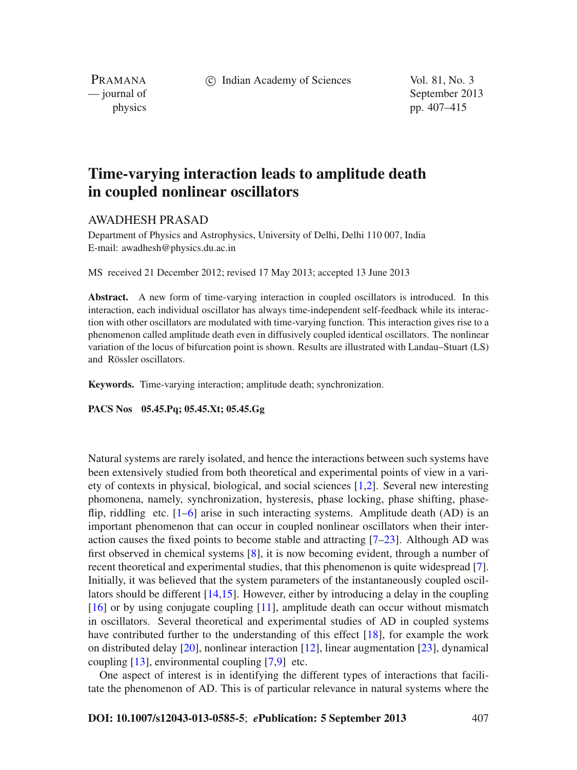# Time-varying interaction leads to amplitude death in coupled nonlinear oscillators

AWADHESH PRASAD

Department of Physics and Astrophysics, University of Delhi, Delhi 110 007, India
E-mail: awadhesh@physics.du.ac.in

MS received 21 December 2012; revised 17 May 2013; accepted 13 June 2013

**Abstract.** A new form of time-varying interaction in coupled oscillators is introduced. In this interaction, each individual oscillator has always time-independent self-feedback while its interaction with other oscillators are modulated with time-varying function. This interaction gives rise to a phenomenon called amplitude death even in diffusively coupled identical oscillators. The nonlinear variation of the locus of bifurcation point is shown. Results are illustrated with Landau–Stuart (LS) and Rössler oscillators.

**Keywords.** Time-varying interaction; amplitude death; synchronization.

**PACS Nos** 05.45.Pq; 05.45.Xt; 05.45.Gg

Natural systems are rarely isolated, and hence the interactions between such systems have been extensively studied from both theoretical and experimental points of view in a variety of contexts in physical, biological, and social sciences [1,2]. Several new interesting phomonena, namely, synchronization, hysteresis, phase locking, phase shifting, phase-flip, riddling etc. [1–6] arise in such interacting systems. Amplitude death (AD) is an important phenomenon that can occur in coupled nonlinear oscillators when their interaction causes the fixed points to become stable and attracting [7–23]. Although AD was first observed in chemical systems [8], it is now becoming evident, through a number of recent theoretical and experimental studies, that this phenomenon is quite widespread [7]. Initially, it was believed that the system parameters of the instantaneously coupled oscillators should be different [14,15]. However, either by introducing a delay in the coupling [16] or by using conjugate coupling [11], amplitude death can occur without mismatch in oscillators. Several theoretical and experimental studies of AD in coupled systems have contributed further to the understanding of this effect [18], for example the work on distributed delay [20], nonlinear interaction [12], linear augmentation [23], dynamical coupling [13], environmental coupling [7,9] etc.

One aspect of interest is in identifying the different types of interactions that facilitate the phenomenon of AD. This is of particular relevance in natural systems where the

**DOI: 10.1007/s12043-013-0585-5**; ***e*Publication: 5 September 2013**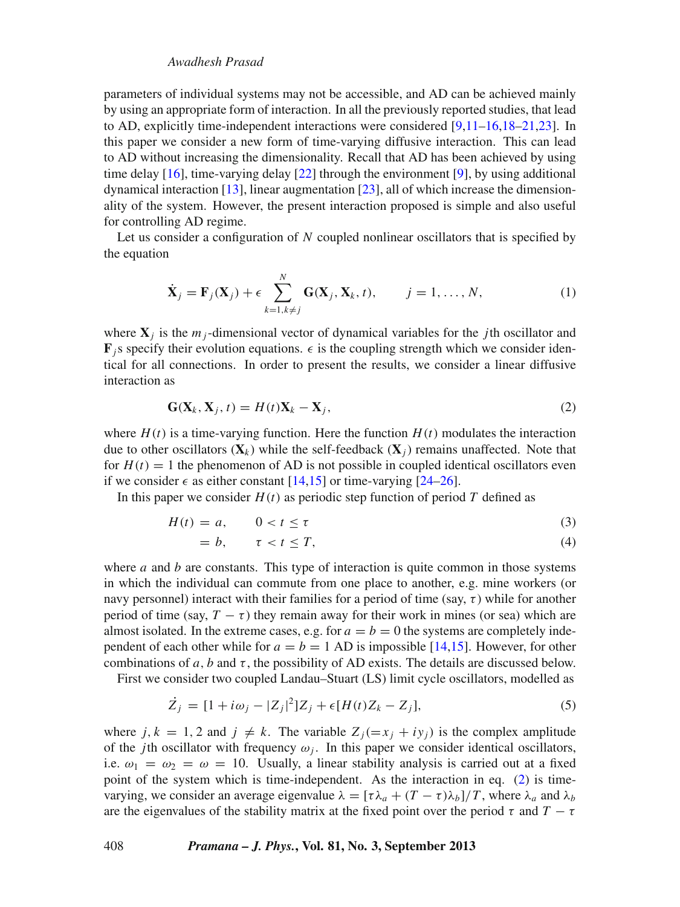parameters of individual systems may not be accessible, and AD can be achieved mainly by using an appropriate form of interaction. In all the previously reported studies, that lead to AD, explicitly time-independent interactions were considered [9,11–16,18–21,23]. In this paper we consider a new form of time-varying diffusive interaction. This can lead to AD without increasing the dimensionality. Recall that AD has been achieved by using time delay [16], time-varying delay [22] through the environment [9], by using additional dynamical interaction [13], linear augmentation [23], all of which increase the dimensionality of the system. However, the present interaction proposed is simple and also useful for controlling AD regime.

Let us consider a configuration of $N$ coupled nonlinear oscillators that is specified by the equation

$$\dot{\mathbf{X}}_j = \mathbf{F}_j(\mathbf{X}_j) + \epsilon \sum_{k=1, k\neq j}^{N} \mathbf{G}(\mathbf{X}_j, \mathbf{X}_k, t), \qquad j = 1, \ldots, N, \tag{1}$$

where $\mathbf{X}_j$ is the $m_j$-dimensional vector of dynamical variables for the $j$th oscillator and $\mathbf{F}_j$s specify their evolution equations. $\epsilon$ is the coupling strength which we consider identical for all connections. In order to present the results, we consider a linear diffusive interaction as

$$\mathbf{G}(\mathbf{X}_k, \mathbf{X}_j, t) = H(t)\mathbf{X}_k - \mathbf{X}_j, \tag{2}$$

where $H(t)$ is a time-varying function. Here the function $H(t)$ modulates the interaction due to other oscillators ($\mathbf{X}_k$) while the self-feedback ($\mathbf{X}_j$) remains unaffected. Note that for $H(t) = 1$ the phenomenon of AD is not possible in coupled identical oscillators even if we consider $\epsilon$ as either constant [14,15] or time-varying [24–26].

In this paper we consider $H(t)$ as periodic step function of period $T$ defined as

$$H(t) = a, \qquad 0 < t \leq \tau \tag{3}$$

$$\quad\;\; = b, \qquad \tau < t \leq T, \tag{4}$$

where $a$ and $b$ are constants. This type of interaction is quite common in those systems in which the individual can commute from one place to another, e.g. mine workers (or navy personnel) interact with their families for a period of time (say, $\tau$) while for another period of time (say, $T - \tau$) they remain away for their work in mines (or sea) which are almost isolated. In the extreme cases, e.g. for $a = b = 0$ the systems are completely independent of each other while for $a = b = 1$ AD is impossible [14,15]. However, for other combinations of $a$, $b$ and $\tau$, the possibility of AD exists. The details are discussed below.

First we consider two coupled Landau–Stuart (LS) limit cycle oscillators, modelled as

$$\dot{Z}_j = [1 + i\omega_j - |Z_j|^2]Z_j + \epsilon[H(t)Z_k - Z_j], \tag{5}$$

where $j, k = 1, 2$ and $j \neq k$. The variable $Z_j (= x_j + iy_j)$ is the complex amplitude of the $j$th oscillator with frequency $\omega_j$. In this paper we consider identical oscillators, i.e. $\omega_1 = \omega_2 = \omega = 10$. Usually, a linear stability analysis is carried out at a fixed point of the system which is time-independent. As the interaction in eq. (2) is time-varying, we consider an average eigenvalue $\lambda = [\tau\lambda_a + (T - \tau)\lambda_b]/T$, where $\lambda_a$ and $\lambda_b$ are the eigenvalues of the stability matrix at the fixed point over the period $\tau$ and $T - \tau$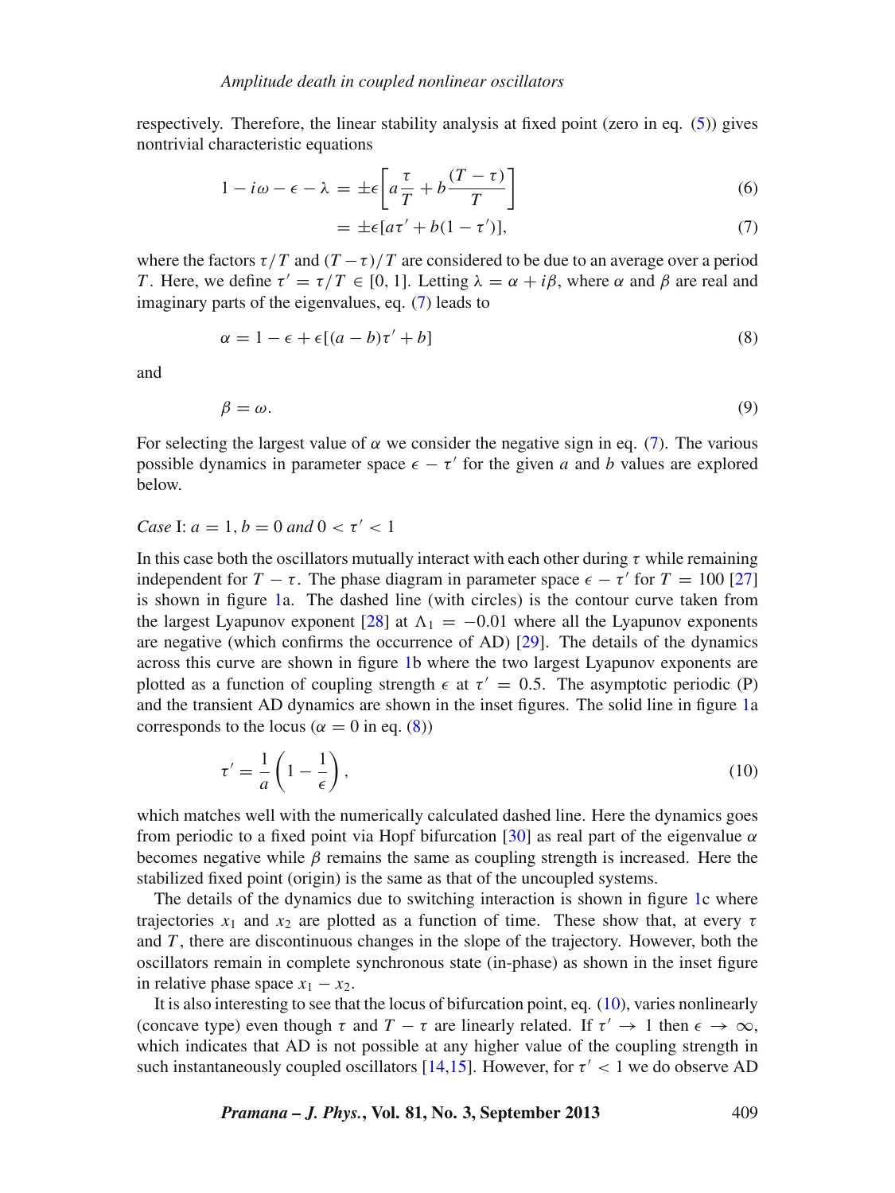respectively. Therefore, the linear stability analysis at fixed point (zero in eq. (5)) gives nontrivial characteristic equations

$$1 - i\omega - \epsilon - \lambda = \pm\epsilon\left[a\frac{\tau}{T} + b\frac{(T-\tau)}{T}\right] \tag{6}$$

$$= \pm\epsilon[a\tau' + b(1-\tau')], \tag{7}$$

where the factors $\tau/T$ and $(T-\tau)/T$ are considered to be due to an average over a period $T$. Here, we define $\tau' = \tau/T \in [0, 1]$. Letting $\lambda = \alpha + i\beta$, where $\alpha$ and $\beta$ are real and imaginary parts of the eigenvalues, eq. (7) leads to

$$\alpha = 1 - \epsilon + \epsilon[(a-b)\tau' + b] \tag{8}$$

and

$$\beta = \omega. \tag{9}$$

For selecting the largest value of $\alpha$ we consider the negative sign in eq. (7). The various possible dynamics in parameter space $\epsilon - \tau'$ for the given $a$ and $b$ values are explored below.

*Case* I: $a = 1, b = 0$ *and* $0 < \tau' < 1$

In this case both the oscillators mutually interact with each other during $\tau$ while remaining independent for $T - \tau$. The phase diagram in parameter space $\epsilon - \tau'$ for $T = 100$ [27] is shown in figure 1a. The dashed line (with circles) is the contour curve taken from the largest Lyapunov exponent [28] at $\Lambda_1 = -0.01$ where all the Lyapunov exponents are negative (which confirms the occurrence of AD) [29]. The details of the dynamics across this curve are shown in figure 1b where the two largest Lyapunov exponents are plotted as a function of coupling strength $\epsilon$ at $\tau' = 0.5$. The asymptotic periodic (P) and the transient AD dynamics are shown in the inset figures. The solid line in figure 1a corresponds to the locus ($\alpha = 0$ in eq. (8))

$$\tau' = \frac{1}{a}\left(1 - \frac{1}{\epsilon}\right), \tag{10}$$

which matches well with the numerically calculated dashed line. Here the dynamics goes from periodic to a fixed point via Hopf bifurcation [30] as real part of the eigenvalue $\alpha$ becomes negative while $\beta$ remains the same as coupling strength is increased. Here the stabilized fixed point (origin) is the same as that of the uncoupled systems.

The details of the dynamics due to switching interaction is shown in figure 1c where trajectories $x_1$ and $x_2$ are plotted as a function of time. These show that, at every $\tau$ and $T$, there are discontinuous changes in the slope of the trajectory. However, both the oscillators remain in complete synchronous state (in-phase) as shown in the inset figure in relative phase space $x_1 - x_2$.

It is also interesting to see that the locus of bifurcation point, eq. (10), varies nonlinearly (concave type) even though $\tau$ and $T - \tau$ are linearly related. If $\tau' \to 1$ then $\epsilon \to \infty$, which indicates that AD is not possible at any higher value of the coupling strength in such instantaneously coupled oscillators [14,15]. However, for $\tau' < 1$ we do observe AD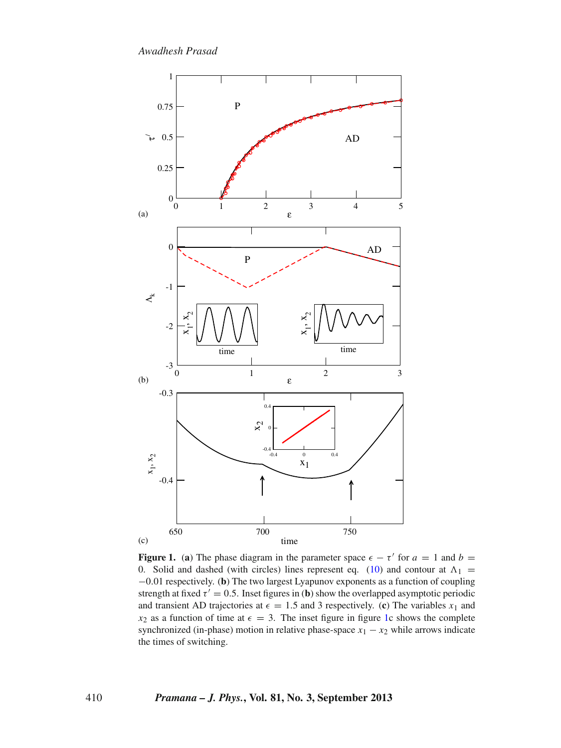**Figure 1.** (**a**) The phase diagram in the parameter space $\epsilon - \tau'$ for $a = 1$ and $b = 0$. Solid and dashed (with circles) lines represent eq. (10) and contour at $\Lambda_1 = -0.01$ respectively. (**b**) The two largest Lyapunov exponents as a function of coupling strength at fixed $\tau' = 0.5$. Inset figures in (**b**) show the overlapped asymptotic periodic and transient AD trajectories at $\epsilon = 1.5$ and 3 respectively. (**c**) The variables $x_1$ and $x_2$ as a function of time at $\epsilon = 3$. The inset figure in figure 1c shows the complete synchronized (in-phase) motion in relative phase-space $x_1 - x_2$ while arrows indicate the times of switching.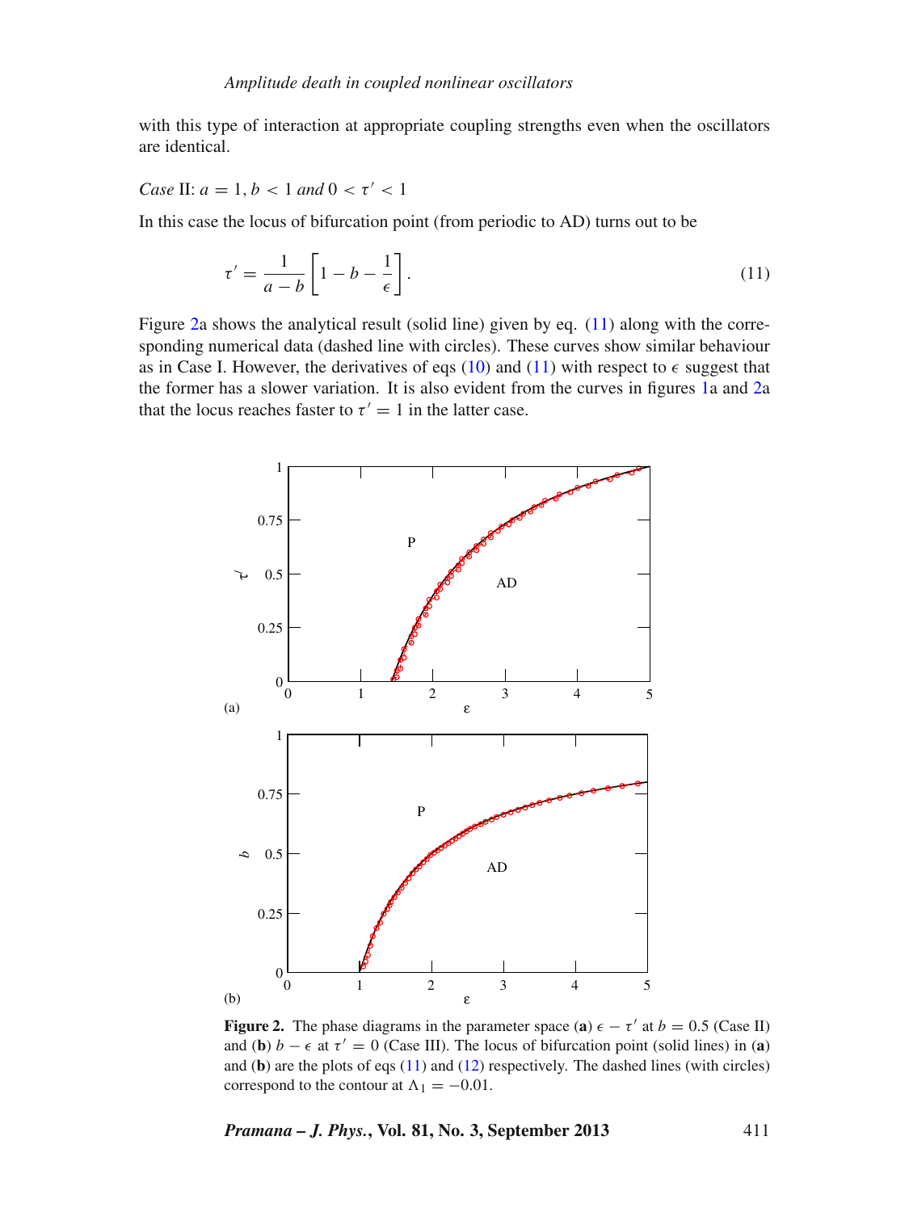with this type of interaction at appropriate coupling strengths even when the oscillators are identical.

*Case* II: $a = 1, b < 1$ *and* $0 < \tau' < 1$

In this case the locus of bifurcation point (from periodic to AD) turns out to be

$$\tau' = \frac{1}{a-b}\left[1 - b - \frac{1}{\epsilon}\right]. \tag{11}$$

Figure 2a shows the analytical result (solid line) given by eq. (11) along with the corresponding numerical data (dashed line with circles). These curves show similar behaviour as in Case I. However, the derivatives of eqs (10) and (11) with respect to $\epsilon$ suggest that the former has a slower variation. It is also evident from the curves in figures 1a and 2a that the locus reaches faster to $\tau' = 1$ in the latter case.

**Figure 2.** The phase diagrams in the parameter space (**a**) $\epsilon - \tau'$ at $b = 0.5$ (Case II) and (**b**) $b - \epsilon$ at $\tau' = 0$ (Case III). The locus of bifurcation point (solid lines) in (**a**) and (**b**) are the plots of eqs (11) and (12) respectively. The dashed lines (with circles) correspond to the contour at $\Lambda_1 = -0.01$.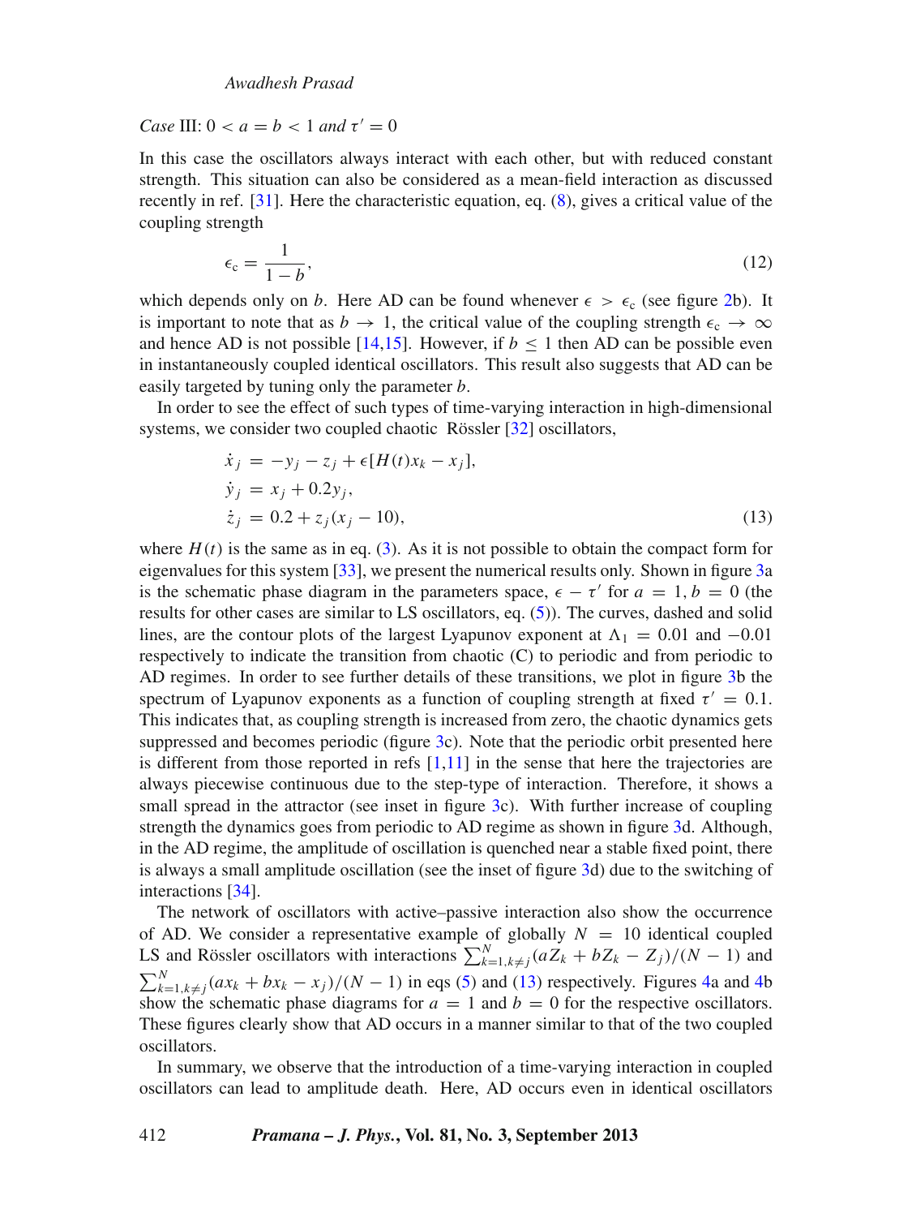*Case* III: $0 < a = b < 1$ *and* $\tau' = 0$

In this case the oscillators always interact with each other, but with reduced constant strength. This situation can also be considered as a mean-field interaction as discussed recently in ref. [31]. Here the characteristic equation, eq. (8), gives a critical value of the coupling strength

$$\epsilon_c = \frac{1}{1-b}, \tag{12}$$

which depends only on $b$. Here AD can be found whenever $\epsilon > \epsilon_c$ (see figure 2b). It is important to note that as $b \to 1$, the critical value of the coupling strength $\epsilon_c \to \infty$ and hence AD is not possible [14,15]. However, if $b \leq 1$ then AD can be possible even in instantaneously coupled identical oscillators. This result also suggests that AD can be easily targeted by tuning only the parameter $b$.

In order to see the effect of such types of time-varying interaction in high-dimensional systems, we consider two coupled chaotic Rössler [32] oscillators,

$$\begin{aligned}
\dot{x}_j &= -y_j - z_j + \epsilon[H(t)x_k - x_j], \\
\dot{y}_j &= x_j + 0.2y_j, \\
\dot{z}_j &= 0.2 + z_j(x_j - 10),
\end{aligned} \tag{13}$$

where $H(t)$ is the same as in eq. (3). As it is not possible to obtain the compact form for eigenvalues for this system [33], we present the numerical results only. Shown in figure 3a is the schematic phase diagram in the parameters space, $\epsilon - \tau'$ for $a = 1, b = 0$ (the results for other cases are similar to LS oscillators, eq. (5)). The curves, dashed and solid lines, are the contour plots of the largest Lyapunov exponent at $\Lambda_1 = 0.01$ and $-0.01$ respectively to indicate the transition from chaotic (C) to periodic and from periodic to AD regimes. In order to see further details of these transitions, we plot in figure 3b the spectrum of Lyapunov exponents as a function of coupling strength at fixed $\tau' = 0.1$. This indicates that, as coupling strength is increased from zero, the chaotic dynamics gets suppressed and becomes periodic (figure 3c). Note that the periodic orbit presented here is different from those reported in refs [1,11] in the sense that here the trajectories are always piecewise continuous due to the step-type of interaction. Therefore, it shows a small spread in the attractor (see inset in figure 3c). With further increase of coupling strength the dynamics goes from periodic to AD regime as shown in figure 3d. Although, in the AD regime, the amplitude of oscillation is quenched near a stable fixed point, there is always a small amplitude oscillation (see the inset of figure 3d) due to the switching of interactions [34].

The network of oscillators with active–passive interaction also show the occurrence of AD. We consider a representative example of globally $N = 10$ identical coupled LS and Rössler oscillators with interactions $\sum_{k=1,k\neq j}^{N}(aZ_k + bZ_k - Z_j)/(N-1)$ and $\sum_{k=1,k\neq j}^{N}(ax_k + bx_k - x_j)/(N-1)$ in eqs (5) and (13) respectively. Figures 4a and 4b show the schematic phase diagrams for $a = 1$ and $b = 0$ for the respective oscillators. These figures clearly show that AD occurs in a manner similar to that of the two coupled oscillators.

In summary, we observe that the introduction of a time-varying interaction in coupled oscillators can lead to amplitude death. Here, AD occurs even in identical oscillators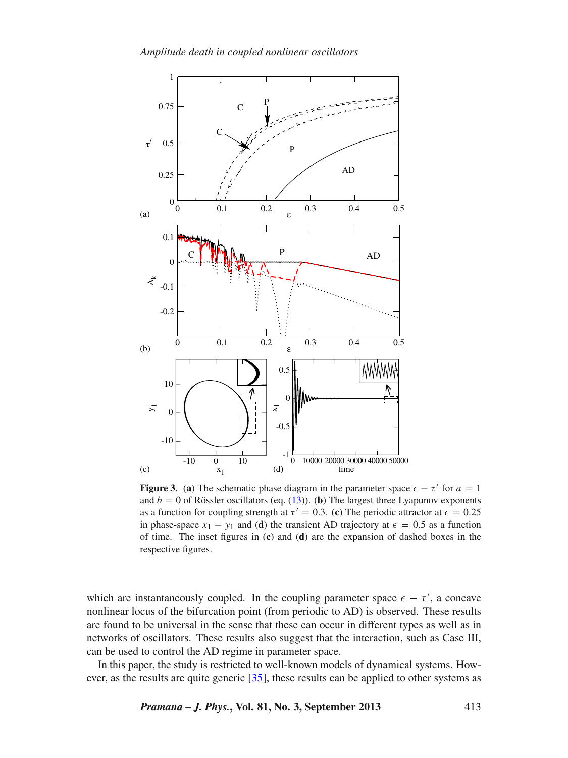**Figure 3.** (**a**) The schematic phase diagram in the parameter space $\epsilon - \tau'$ for $a = 1$ and $b = 0$ of Rössler oscillators (eq. (13)). (**b**) The largest three Lyapunov exponents as a function for coupling strength at $\tau' = 0.3$. (**c**) The periodic attractor at $\epsilon = 0.25$ in phase-space $x_1 - y_1$ and (**d**) the transient AD trajectory at $\epsilon = 0.5$ as a function of time. The inset figures in (**c**) and (**d**) are the expansion of dashed boxes in the respective figures.

which are instantaneously coupled. In the coupling parameter space $\epsilon - \tau'$, a concave nonlinear locus of the bifurcation point (from periodic to AD) is observed. These results are found to be universal in the sense that these can occur in different types as well as in networks of oscillators. These results also suggest that the interaction, such as Case III, can be used to control the AD regime in parameter space.

In this paper, the study is restricted to well-known models of dynamical systems. However, as the results are quite generic [35], these results can be applied to other systems as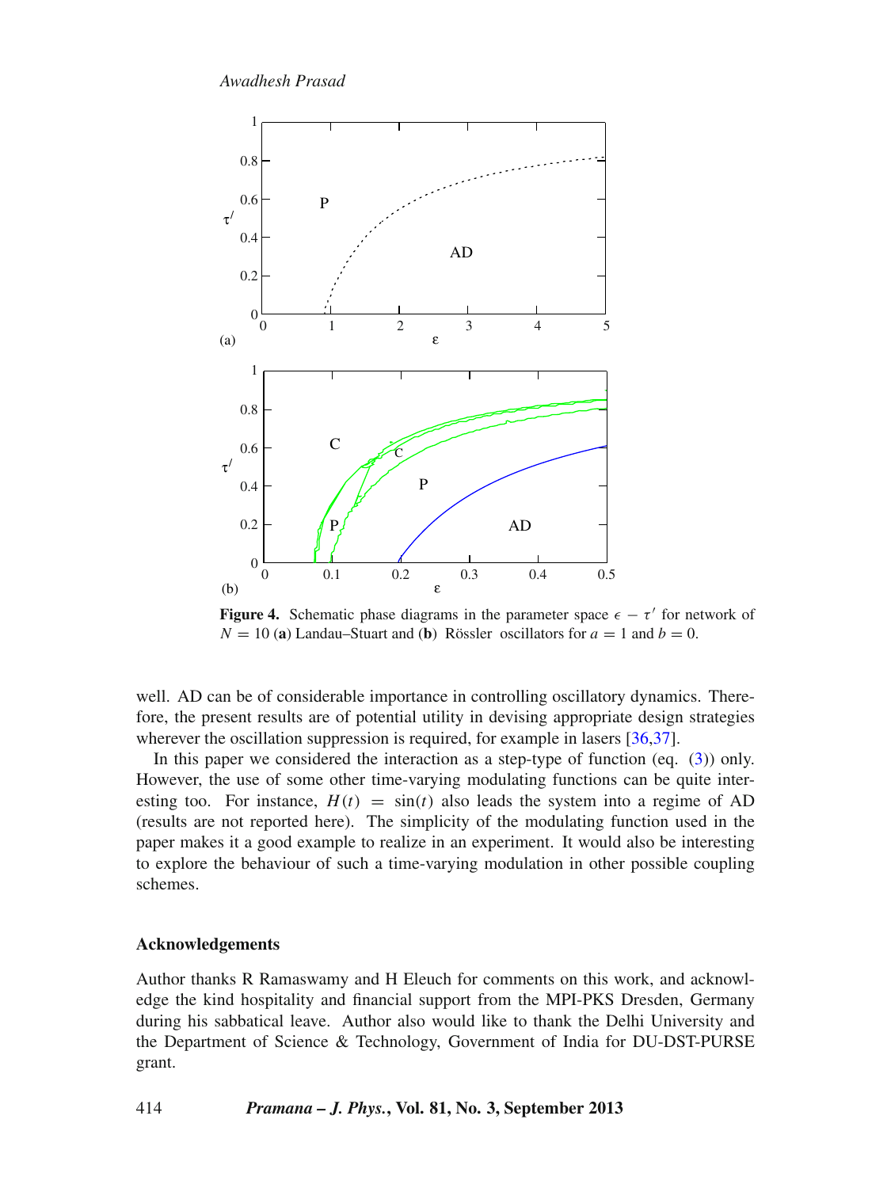**Figure 4.** Schematic phase diagrams in the parameter space $\epsilon - \tau'$ for network of $N = 10$ (**a**) Landau–Stuart and (**b**) Rössler oscillators for $a = 1$ and $b = 0$.

well. AD can be of considerable importance in controlling oscillatory dynamics. Therefore, the present results are of potential utility in devising appropriate design strategies wherever the oscillation suppression is required, for example in lasers [36,37].

In this paper we considered the interaction as a step-type of function (eq. (3)) only. However, the use of some other time-varying modulating functions can be quite interesting too. For instance, $H(t) = \sin(t)$ also leads the system into a regime of AD (results are not reported here). The simplicity of the modulating function used in the paper makes it a good example to realize in an experiment. It would also be interesting to explore the behaviour of such a time-varying modulation in other possible coupling schemes.

### Acknowledgements

Author thanks R Ramaswamy and H Eleuch for comments on this work, and acknowledge the kind hospitality and financial support from the MPI-PKS Dresden, Germany during his sabbatical leave. Author also would like to thank the Delhi University and the Department of Science & Technology, Government of India for DU-DST-PURSE grant.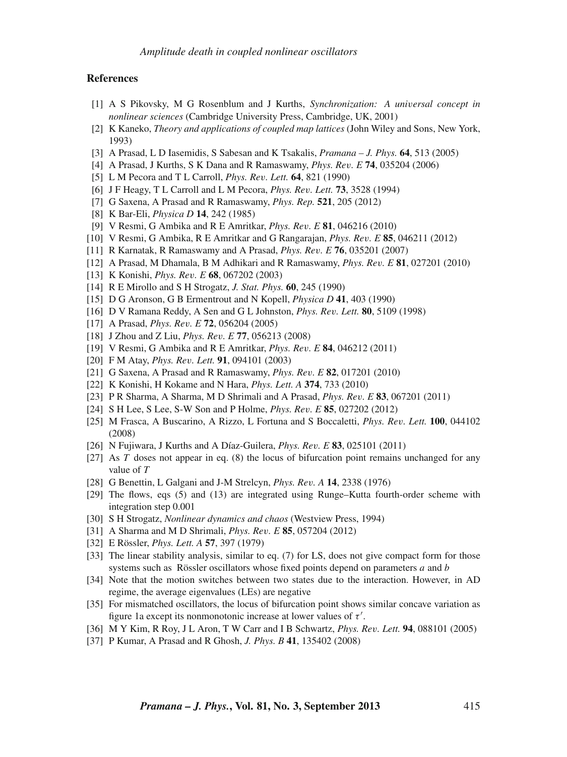## References

[1] A S Pikovsky, M G Rosenblum and J Kurths, *Synchronization: A universal concept in nonlinear sciences* (Cambridge University Press, Cambridge, UK, 2001)

[2] K Kaneko, *Theory and applications of coupled map lattices* (John Wiley and Sons, New York, 1993)

[3] A Prasad, L D Iasemidis, S Sabesan and K Tsakalis, *Pramana – J. Phys.* **64**, 513 (2005)

[4] A Prasad, J Kurths, S K Dana and R Ramaswamy, *Phys. Rev. E* **74**, 035204 (2006)

[5] L M Pecora and T L Carroll, *Phys. Rev. Lett.* **64**, 821 (1990)

[6] J F Heagy, T L Carroll and L M Pecora, *Phys. Rev. Lett.* **73**, 3528 (1994)

[7] G Saxena, A Prasad and R Ramaswamy, *Phys. Rep.* **521**, 205 (2012)

[8] K Bar-Eli, *Physica D* **14**, 242 (1985)

[9] V Resmi, G Ambika and R E Amritkar, *Phys. Rev. E* **81**, 046216 (2010)

[10] V Resmi, G Ambika, R E Amritkar and G Rangarajan, *Phys. Rev. E* **85**, 046211 (2012)

[11] R Karnatak, R Ramaswamy and A Prasad, *Phys. Rev. E* **76**, 035201 (2007)

[12] A Prasad, M Dhamala, B M Adhikari and R Ramaswamy, *Phys. Rev. E* **81**, 027201 (2010)

[13] K Konishi, *Phys. Rev. E* **68**, 067202 (2003)

[14] R E Mirollo and S H Strogatz, *J. Stat. Phys.* **60**, 245 (1990)

[15] D G Aronson, G B Ermentrout and N Kopell, *Physica D* **41**, 403 (1990)

[16] D V Ramana Reddy, A Sen and G L Johnston, *Phys. Rev. Lett.* **80**, 5109 (1998)

[17] A Prasad, *Phys. Rev. E* **72**, 056204 (2005)

[18] J Zhou and Z Liu, *Phys. Rev. E* **77**, 056213 (2008)

[19] V Resmi, G Ambika and R E Amritkar, *Phys. Rev. E* **84**, 046212 (2011)

[20] F M Atay, *Phys. Rev. Lett.* **91**, 094101 (2003)

[21] G Saxena, A Prasad and R Ramaswamy, *Phys. Rev. E* **82**, 017201 (2010)

[22] K Konishi, H Kokame and N Hara, *Phys. Lett. A* **374**, 733 (2010)

[23] P R Sharma, A Sharma, M D Shrimali and A Prasad, *Phys. Rev. E* **83**, 067201 (2011)

[24] S H Lee, S Lee, S-W Son and P Holme, *Phys. Rev. E* **85**, 027202 (2012)

[25] M Frasca, A Buscarino, A Rizzo, L Fortuna and S Boccaletti, *Phys. Rev. Lett.* **100**, 044102 (2008)

[26] N Fujiwara, J Kurths and A Díaz-Guilera, *Phys. Rev. E* **83**, 025101 (2011)

[27] As $T$ doses not appear in eq. (8) the locus of bifurcation point remains unchanged for any value of $T$

[28] G Benettin, L Galgani and J-M Strelcyn, *Phys. Rev. A* **14**, 2338 (1976)

[29] The flows, eqs (5) and (13) are integrated using Runge–Kutta fourth-order scheme with integration step 0.001

[30] S H Strogatz, *Nonlinear dynamics and chaos* (Westview Press, 1994)

[31] A Sharma and M D Shrimali, *Phys. Rev. E* **85**, 057204 (2012)

[32] E Rössler, *Phys. Lett. A* **57**, 397 (1979)

[33] The linear stability analysis, similar to eq. (7) for LS, does not give compact form for those systems such as Rössler oscillators whose fixed points depend on parameters $a$ and $b$

[34] Note that the motion switches between two states due to the interaction. However, in AD regime, the average eigenvalues (LEs) are negative

[35] For mismatched oscillators, the locus of bifurcation point shows similar concave variation as figure 1a except its nonmonotonic increase at lower values of $\tau'$.

[36] M Y Kim, R Roy, J L Aron, T W Carr and I B Schwartz, *Phys. Rev. Lett.* **94**, 088101 (2005)

[37] P Kumar, A Prasad and R Ghosh, *J. Phys. B* **41**, 135402 (2008)